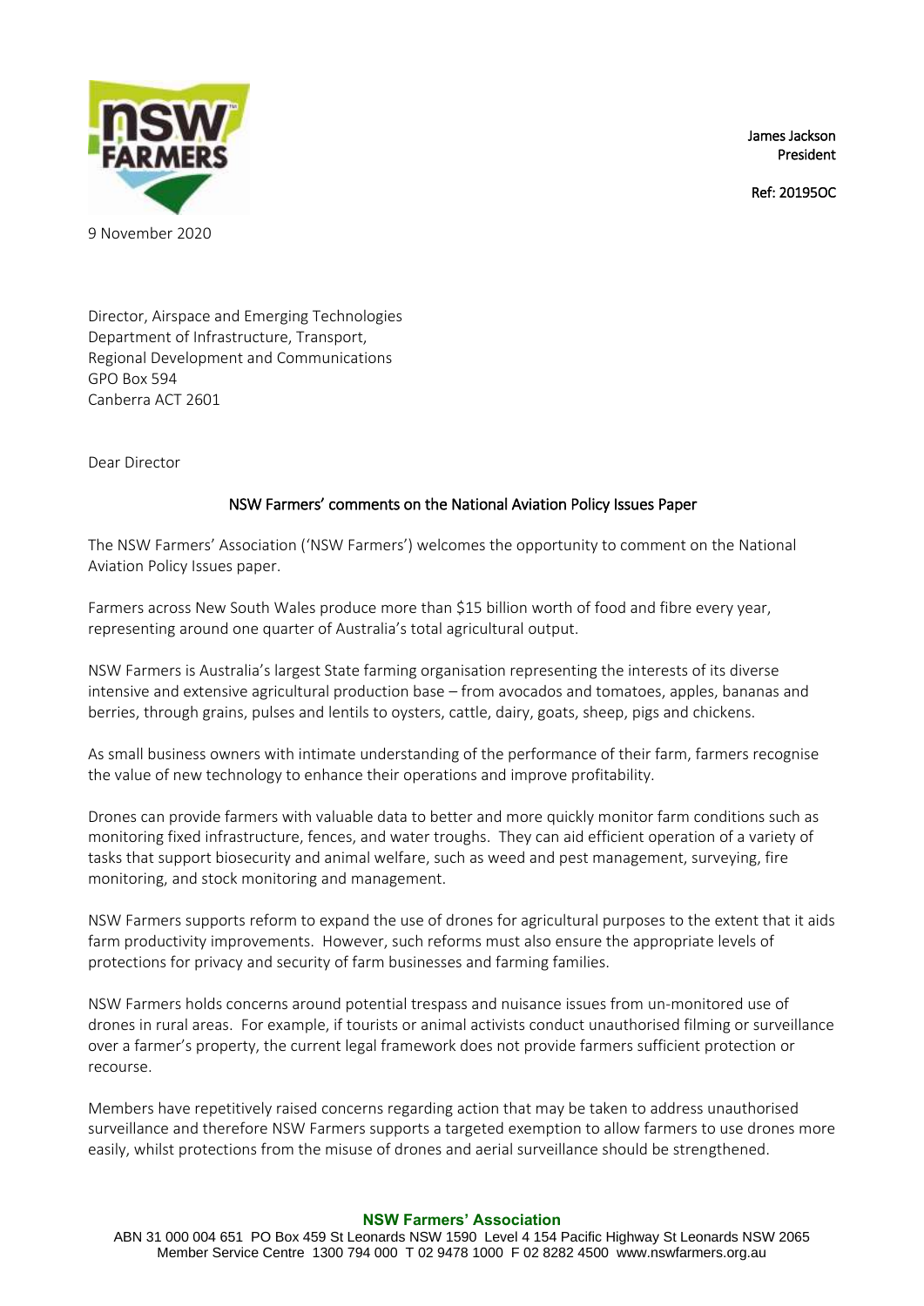James Jackson
President

Ref: 20195OC

9 November 2020

Director, Airspace and Emerging Technologies
Department of Infrastructure, Transport,
Regional Development and Communications
GPO Box 594
Canberra ACT 2601

Dear Director

## NSW Farmers' comments on the National Aviation Policy Issues Paper

The NSW Farmers' Association ('NSW Farmers') welcomes the opportunity to comment on the National Aviation Policy Issues paper.

Farmers across New South Wales produce more than $15 billion worth of food and fibre every year, representing around one quarter of Australia's total agricultural output.

NSW Farmers is Australia's largest State farming organisation representing the interests of its diverse intensive and extensive agricultural production base – from avocados and tomatoes, apples, bananas and berries, through grains, pulses and lentils to oysters, cattle, dairy, goats, sheep, pigs and chickens.

As small business owners with intimate understanding of the performance of their farm, farmers recognise the value of new technology to enhance their operations and improve profitability.

Drones can provide farmers with valuable data to better and more quickly monitor farm conditions such as monitoring fixed infrastructure, fences, and water troughs. They can aid efficient operation of a variety of tasks that support biosecurity and animal welfare, such as weed and pest management, surveying, fire monitoring, and stock monitoring and management.

NSW Farmers supports reform to expand the use of drones for agricultural purposes to the extent that it aids farm productivity improvements. However, such reforms must also ensure the appropriate levels of protections for privacy and security of farm businesses and farming families.

NSW Farmers holds concerns around potential trespass and nuisance issues from un-monitored use of drones in rural areas. For example, if tourists or animal activists conduct unauthorised filming or surveillance over a farmer's property, the current legal framework does not provide farmers sufficient protection or recourse.

Members have repetitively raised concerns regarding action that may be taken to address unauthorised surveillance and therefore NSW Farmers supports a targeted exemption to allow farmers to use drones more easily, whilst protections from the misuse of drones and aerial surveillance should be strengthened.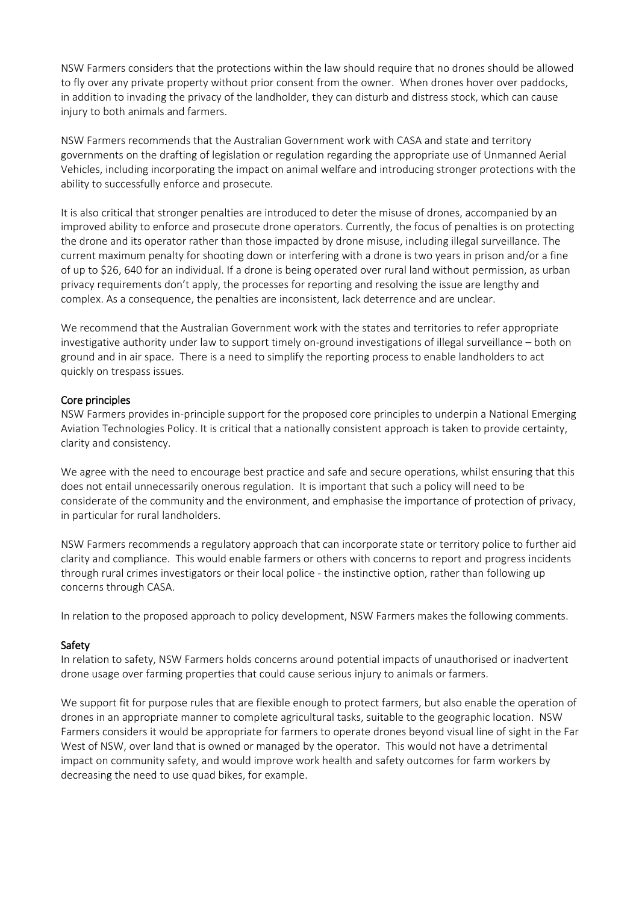NSW Farmers considers that the protections within the law should require that no drones should be allowed to fly over any private property without prior consent from the owner. When drones hover over paddocks, in addition to invading the privacy of the landholder, they can disturb and distress stock, which can cause injury to both animals and farmers.

NSW Farmers recommends that the Australian Government work with CASA and state and territory governments on the drafting of legislation or regulation regarding the appropriate use of Unmanned Aerial Vehicles, including incorporating the impact on animal welfare and introducing stronger protections with the ability to successfully enforce and prosecute.

It is also critical that stronger penalties are introduced to deter the misuse of drones, accompanied by an improved ability to enforce and prosecute drone operators. Currently, the focus of penalties is on protecting the drone and its operator rather than those impacted by drone misuse, including illegal surveillance. The current maximum penalty for shooting down or interfering with a drone is two years in prison and/or a fine of up to $26, 640 for an individual. If a drone is being operated over rural land without permission, as urban privacy requirements don't apply, the processes for reporting and resolving the issue are lengthy and complex. As a consequence, the penalties are inconsistent, lack deterrence and are unclear.

We recommend that the Australian Government work with the states and territories to refer appropriate investigative authority under law to support timely on-ground investigations of illegal surveillance – both on ground and in air space. There is a need to simplify the reporting process to enable landholders to act quickly on trespass issues.

## Core principles

NSW Farmers provides in-principle support for the proposed core principles to underpin a National Emerging Aviation Technologies Policy. It is critical that a nationally consistent approach is taken to provide certainty, clarity and consistency.

We agree with the need to encourage best practice and safe and secure operations, whilst ensuring that this does not entail unnecessarily onerous regulation. It is important that such a policy will need to be considerate of the community and the environment, and emphasise the importance of protection of privacy, in particular for rural landholders.

NSW Farmers recommends a regulatory approach that can incorporate state or territory police to further aid clarity and compliance. This would enable farmers or others with concerns to report and progress incidents through rural crimes investigators or their local police - the instinctive option, rather than following up concerns through CASA.

In relation to the proposed approach to policy development, NSW Farmers makes the following comments.

## Safety

In relation to safety, NSW Farmers holds concerns around potential impacts of unauthorised or inadvertent drone usage over farming properties that could cause serious injury to animals or farmers.

We support fit for purpose rules that are flexible enough to protect farmers, but also enable the operation of drones in an appropriate manner to complete agricultural tasks, suitable to the geographic location. NSW Farmers considers it would be appropriate for farmers to operate drones beyond visual line of sight in the Far West of NSW, over land that is owned or managed by the operator. This would not have a detrimental impact on community safety, and would improve work health and safety outcomes for farm workers by decreasing the need to use quad bikes, for example.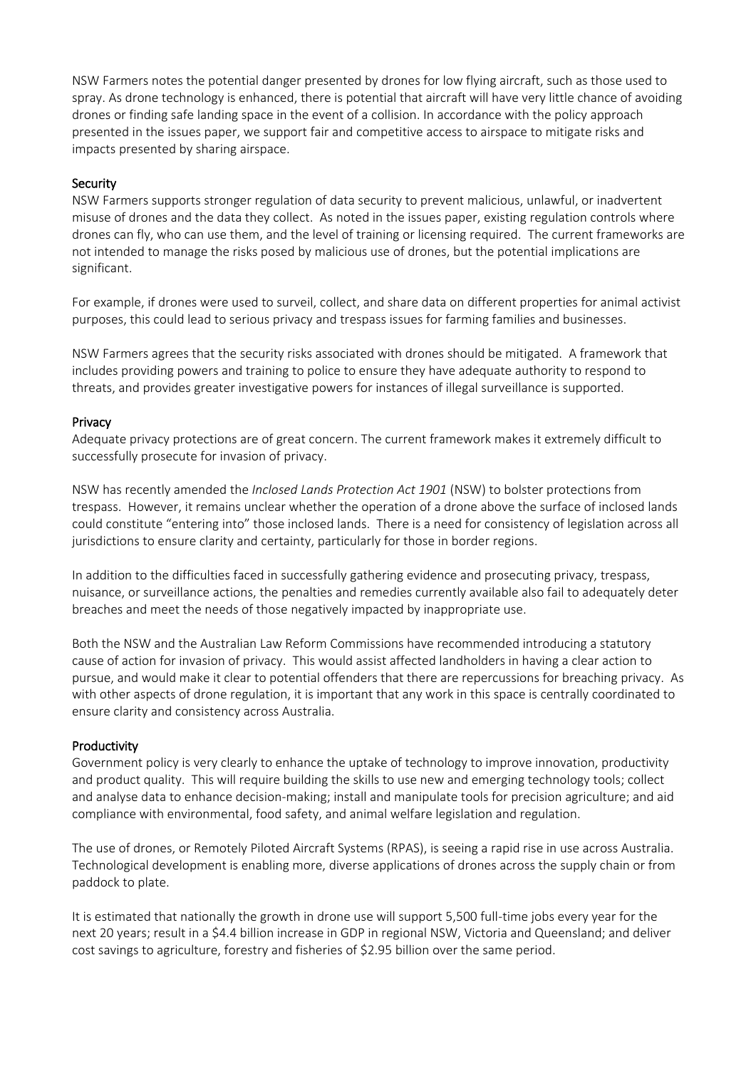NSW Farmers notes the potential danger presented by drones for low flying aircraft, such as those used to spray. As drone technology is enhanced, there is potential that aircraft will have very little chance of avoiding drones or finding safe landing space in the event of a collision. In accordance with the policy approach presented in the issues paper, we support fair and competitive access to airspace to mitigate risks and impacts presented by sharing airspace.

## Security

NSW Farmers supports stronger regulation of data security to prevent malicious, unlawful, or inadvertent misuse of drones and the data they collect. As noted in the issues paper, existing regulation controls where drones can fly, who can use them, and the level of training or licensing required. The current frameworks are not intended to manage the risks posed by malicious use of drones, but the potential implications are significant.

For example, if drones were used to surveil, collect, and share data on different properties for animal activist purposes, this could lead to serious privacy and trespass issues for farming families and businesses.

NSW Farmers agrees that the security risks associated with drones should be mitigated. A framework that includes providing powers and training to police to ensure they have adequate authority to respond to threats, and provides greater investigative powers for instances of illegal surveillance is supported.

## Privacy

Adequate privacy protections are of great concern. The current framework makes it extremely difficult to successfully prosecute for invasion of privacy.

NSW has recently amended the *Inclosed Lands Protection Act 1901* (NSW) to bolster protections from trespass. However, it remains unclear whether the operation of a drone above the surface of inclosed lands could constitute "entering into" those inclosed lands. There is a need for consistency of legislation across all jurisdictions to ensure clarity and certainty, particularly for those in border regions.

In addition to the difficulties faced in successfully gathering evidence and prosecuting privacy, trespass, nuisance, or surveillance actions, the penalties and remedies currently available also fail to adequately deter breaches and meet the needs of those negatively impacted by inappropriate use.

Both the NSW and the Australian Law Reform Commissions have recommended introducing a statutory cause of action for invasion of privacy. This would assist affected landholders in having a clear action to pursue, and would make it clear to potential offenders that there are repercussions for breaching privacy. As with other aspects of drone regulation, it is important that any work in this space is centrally coordinated to ensure clarity and consistency across Australia.

## Productivity

Government policy is very clearly to enhance the uptake of technology to improve innovation, productivity and product quality. This will require building the skills to use new and emerging technology tools; collect and analyse data to enhance decision-making; install and manipulate tools for precision agriculture; and aid compliance with environmental, food safety, and animal welfare legislation and regulation.

The use of drones, or Remotely Piloted Aircraft Systems (RPAS), is seeing a rapid rise in use across Australia. Technological development is enabling more, diverse applications of drones across the supply chain or from paddock to plate.

It is estimated that nationally the growth in drone use will support 5,500 full-time jobs every year for the next 20 years; result in a $4.4 billion increase in GDP in regional NSW, Victoria and Queensland; and deliver cost savings to agriculture, forestry and fisheries of $2.95 billion over the same period.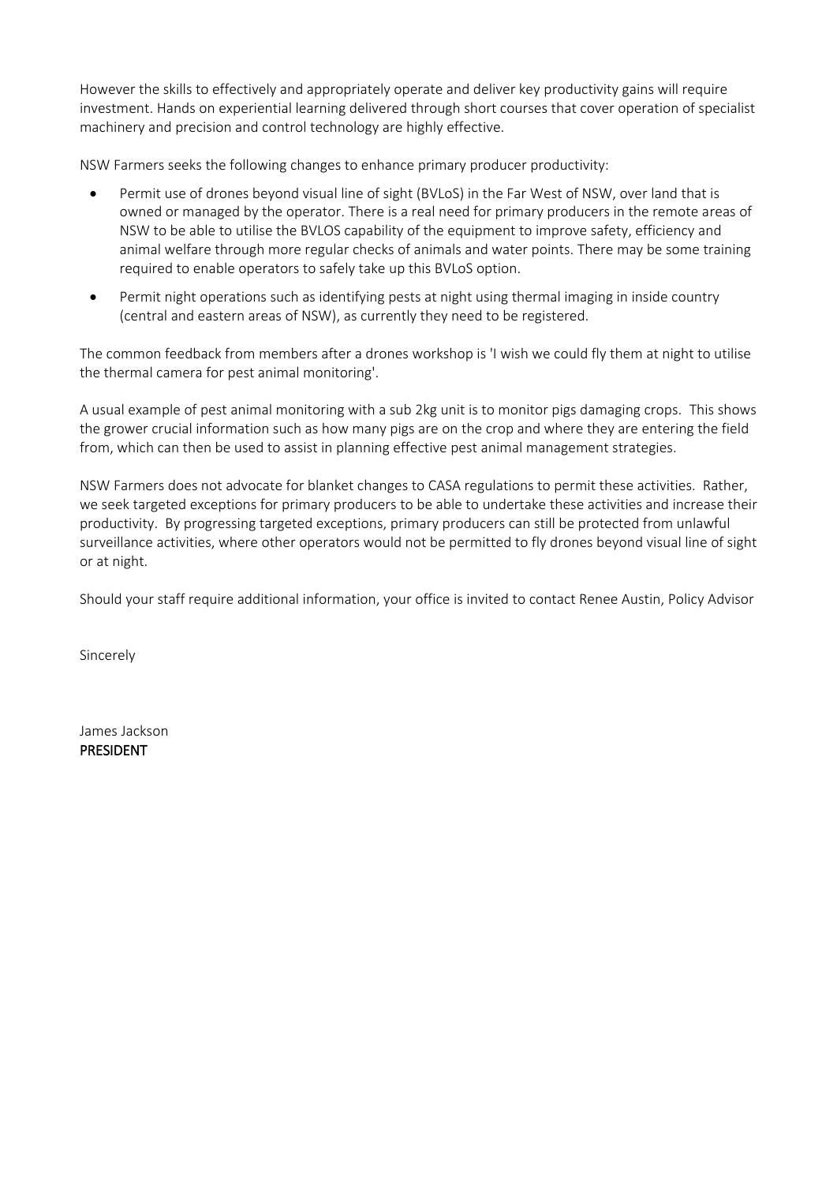However the skills to effectively and appropriately operate and deliver key productivity gains will require investment. Hands on experiential learning delivered through short courses that cover operation of specialist machinery and precision and control technology are highly effective.

NSW Farmers seeks the following changes to enhance primary producer productivity:

- Permit use of drones beyond visual line of sight (BVLoS) in the Far West of NSW, over land that is owned or managed by the operator. There is a real need for primary producers in the remote areas of NSW to be able to utilise the BVLOS capability of the equipment to improve safety, efficiency and animal welfare through more regular checks of animals and water points. There may be some training required to enable operators to safely take up this BVLoS option.
- Permit night operations such as identifying pests at night using thermal imaging in inside country (central and eastern areas of NSW), as currently they need to be registered.

The common feedback from members after a drones workshop is 'I wish we could fly them at night to utilise the thermal camera for pest animal monitoring'.

A usual example of pest animal monitoring with a sub 2kg unit is to monitor pigs damaging crops. This shows the grower crucial information such as how many pigs are on the crop and where they are entering the field from, which can then be used to assist in planning effective pest animal management strategies.

NSW Farmers does not advocate for blanket changes to CASA regulations to permit these activities. Rather, we seek targeted exceptions for primary producers to be able to undertake these activities and increase their productivity. By progressing targeted exceptions, primary producers can still be protected from unlawful surveillance activities, where other operators would not be permitted to fly drones beyond visual line of sight or at night.

Should your staff require additional information, your office is invited to contact Renee Austin, Policy Advisor

Sincerely

James Jackson
**PRESIDENT**